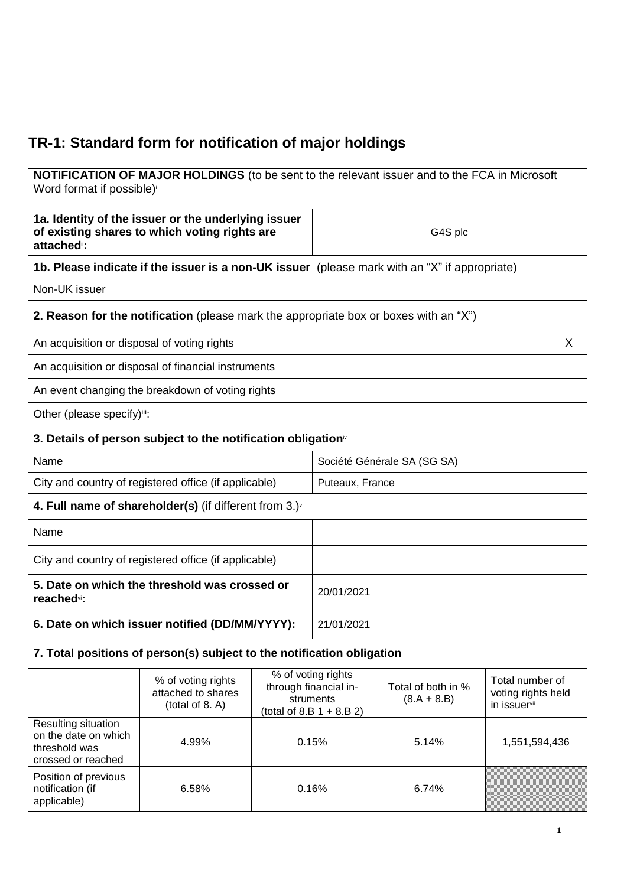## TR-1: Standard form for notification of major holdings

| **NOTIFICATION OF MAJOR HOLDINGS** (to be sent to the relevant issuer and to the FCA in Microsoft Word format if possible)[i] |
|---|

| **1a. Identity of the issuer or the underlying issuer of existing shares to which voting rights are attached**[ii]**:** | G4S plc |
|---|---|

| **1b. Please indicate if the issuer is a non-UK issuer** (please mark with an "X" if appropriate) | |
|---|---|
| Non-UK issuer | |

| **2. Reason for the notification** (please mark the appropriate box or boxes with an "X") | |
|---|---|
| An acquisition or disposal of voting rights | X |
| An acquisition or disposal of financial instruments | |
| An event changing the breakdown of voting rights | |
| Other (please specify)[iii]: | |

| **3. Details of person subject to the notification obligation**[iv] | |
|---|---|
| Name | Société Générale SA (SG SA) |
| City and country of registered office (if applicable) | Puteaux, France |

| **4. Full name of shareholder(s)** (if different from 3.)[v] | |
|---|---|
| Name | |
| City and country of registered office (if applicable) | |

| **5. Date on which the threshold was crossed or reached**[vi]**:** | 20/01/2021 |
|---|---|
| **6. Date on which issuer notified (DD/MM/YYYY):** | 21/01/2021 |

**7. Total positions of person(s) subject to the notification obligation**

| | % of voting rights attached to shares (total of 8. A) | % of voting rights through financial instruments (total of 8.B 1 + 8.B 2) | Total of both in % (8.A + 8.B) | Total number of voting rights held in issuer[vii] |
|---|---|---|---|---|
| Resulting situation on the date on which threshold was crossed or reached | 4.99% | 0.15% | 5.14% | 1,551,594,436 |
| Position of previous notification (if applicable) | 6.58% | 0.16% | 6.74% | |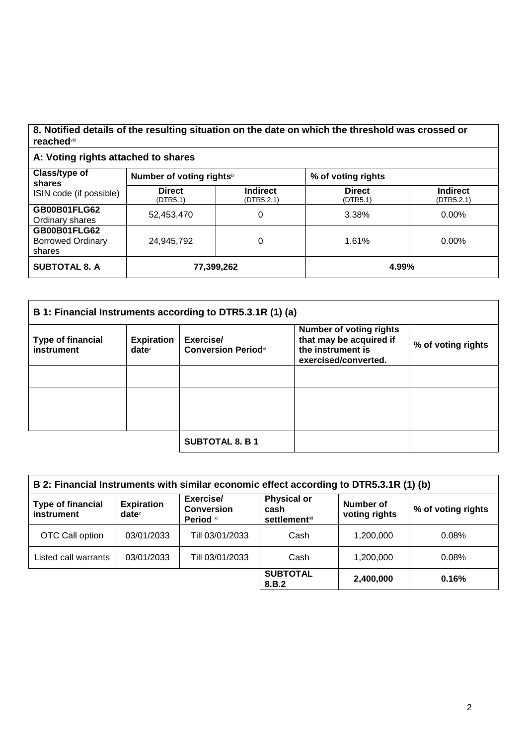**8. Notified details of the resulting situation on the date on which the threshold was crossed or reached**[viii]

**A: Voting rights attached to shares**

| **Class/type of shares** ISIN code (if possible) | **Number of voting rights**[ix] | | **% of voting rights** | |
|---|---|---|---|---|
| | **Direct** (DTR5.1) | **Indirect** (DTR5.2.1) | **Direct** (DTR5.1) | **Indirect** (DTR5.2.1) |
| **GB00B01FLG62** Ordinary shares | 52,453,470 | 0 | 3.38% | 0.00% |
| **GB00B01FLG62** Borrowed Ordinary shares | 24,945,792 | 0 | 1.61% | 0.00% |
| **SUBTOTAL 8. A** | **77,399,262** | | **4.99%** | |

**B 1: Financial Instruments according to DTR5.3.1R (1) (a)**

| **Type of financial instrument** | **Expiration date**[x] | **Exercise/ Conversion Period**[xi] | **Number of voting rights that may be acquired if the instrument is exercised/converted.** | **% of voting rights** |
|---|---|---|---|---|
| | | | | |
| | | | | |
| | | | | |
| | | **SUBTOTAL 8. B 1** | | |

**B 2: Financial Instruments with similar economic effect according to DTR5.3.1R (1) (b)**

| **Type of financial instrument** | **Expiration date**[x] | **Exercise/ Conversion Period**[xi] | **Physical or cash settlement**[xii] | **Number of voting rights** | **% of voting rights** |
|---|---|---|---|---|---|
| OTC Call option | 03/01/2033 | Till 03/01/2033 | Cash | 1,200,000 | 0.08% |
| Listed call warrants | 03/01/2033 | Till 03/01/2033 | Cash | 1,200,000 | 0.08% |
| | | | **SUBTOTAL 8.B.2** | **2,400,000** | **0.16%** |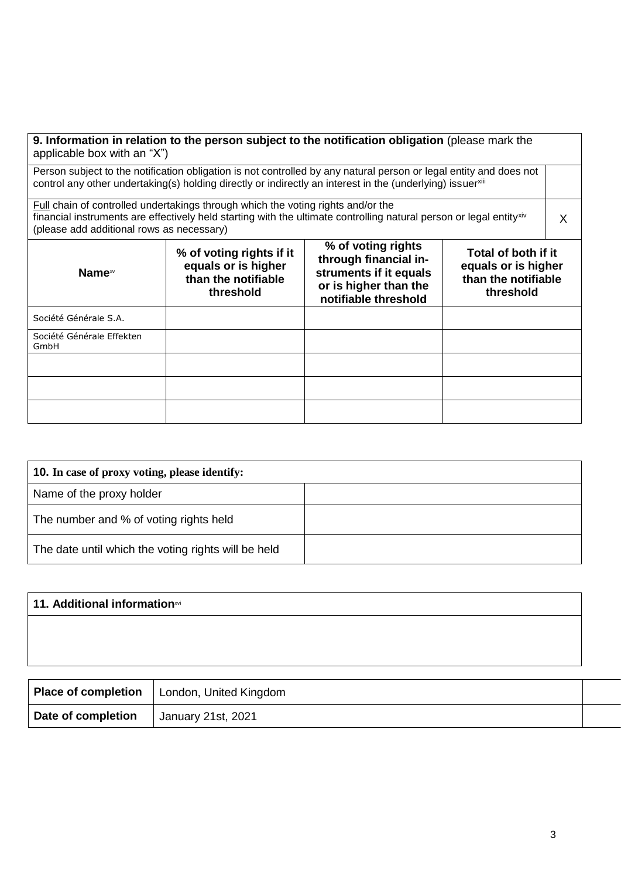| **9. Information in relation to the person subject to the notification obligation** (please mark the applicable box with an "X") | | | | |
|---|---|---|---|---|
| Person subject to the notification obligation is not controlled by any natural person or legal entity and does not control any other undertaking(s) holding directly or indirectly an interest in the (underlying) issuer[xiii] | | | | |
| Full chain of controlled undertakings through which the voting rights and/or the financial instruments are effectively held starting with the ultimate controlling natural person or legal entity[xiv] (please add additional rows as necessary) | | | | X |
| **Name**[xv] | **% of voting rights if it equals or is higher than the notifiable threshold** | **% of voting rights through financial instruments if it equals or is higher than the notifiable threshold** | **Total of both if it equals or is higher than the notifiable threshold** | |
| Société Générale S.A. | | | | |
| Société Générale Effekten GmbH | | | | |
| | | | | |
| | | | | |
| | | | | |

| **10. In case of proxy voting, please identify:** | |
|---|---|
| Name of the proxy holder | |
| The number and % of voting rights held | |
| The date until which the voting rights will be held | |

| **11. Additional information**[xvi] |
|---|
| |

| | |
|---|---|
| **Place of completion** | London, United Kingdom |
| **Date of completion** | January 21st, 2021 |